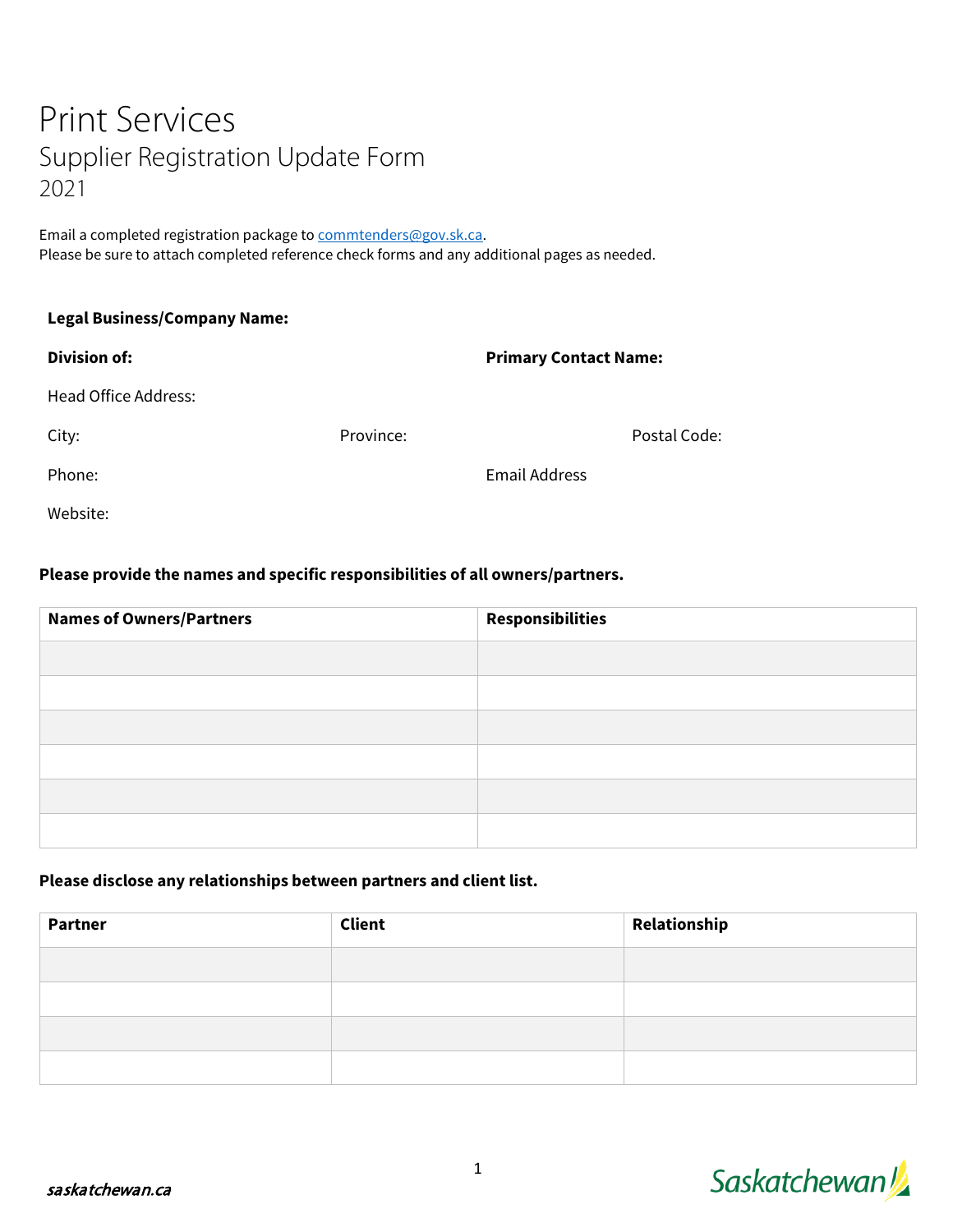# Print Services

## Supplier Registration Update Form

2021

Email a completed registration package to commtenders@gov.sk.ca.
Please be sure to attach completed reference check forms and any additional pages as needed.

**Legal Business/Company Name:**

**Division of:**

**Primary Contact Name:**

Head Office Address:

City:

Province:

Postal Code:

Phone:

Email Address

Website:

**Please provide the names and specific responsibilities of all owners/partners.**

| Names of Owners/Partners | Responsibilities |
|---|---|
| | |
| | |
| | |
| | |
| | |
| | |

**Please disclose any relationships between partners and client list.**

| Partner | Client | Relationship |
|---|---|---|
| | | |
| | | |
| | | |
| | | |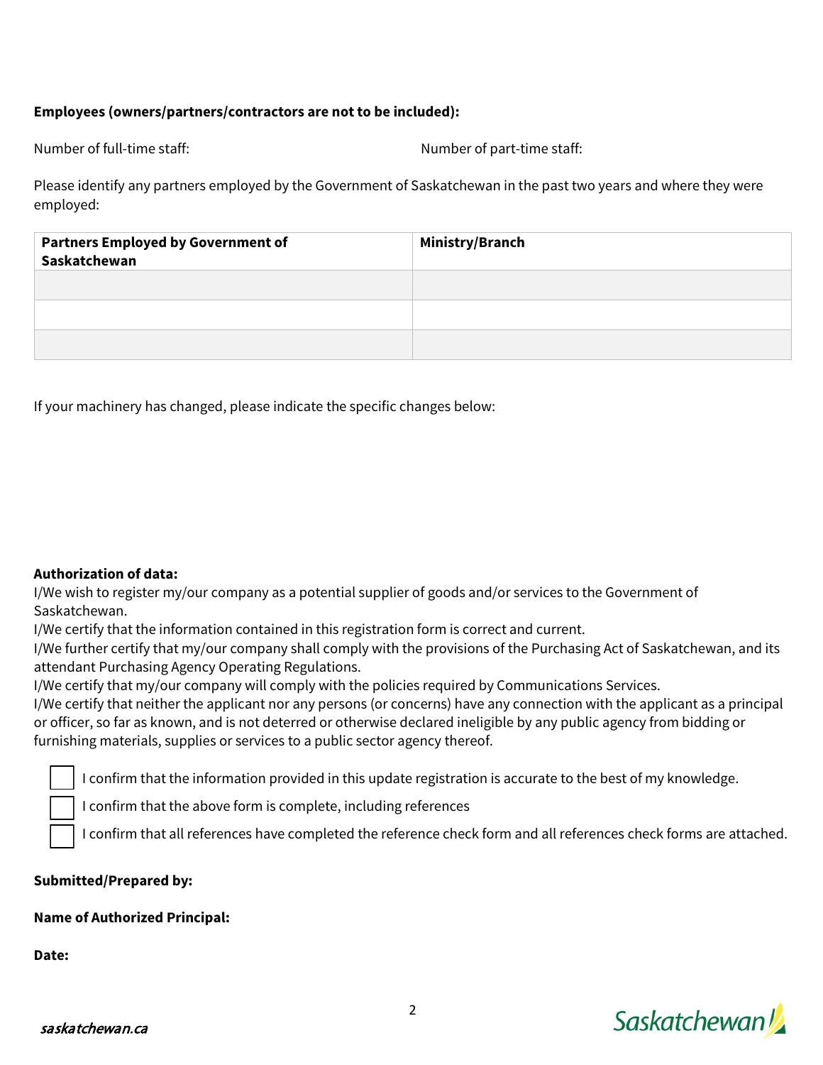**Employees (owners/partners/contractors are not to be included):**

Number of full-time staff:

Number of part-time staff:

Please identify any partners employed by the Government of Saskatchewan in the past two years and where they were employed:

| Partners Employed by Government of Saskatchewan | Ministry/Branch |
|---|---|
| | |
| | |
| | |

If your machinery has changed, please indicate the specific changes below:

**Authorization of data:**

I/We wish to register my/our company as a potential supplier of goods and/or services to the Government of Saskatchewan.

I/We certify that the information contained in this registration form is correct and current.

I/We further certify that my/our company shall comply with the provisions of the Purchasing Act of Saskatchewan, and its attendant Purchasing Agency Operating Regulations.

I/We certify that my/our company will comply with the policies required by Communications Services.

I/We certify that neither the applicant nor any persons (or concerns) have any connection with the applicant as a principal or officer, so far as known, and is not deterred or otherwise declared ineligible by any public agency from bidding or furnishing materials, supplies or services to a public sector agency thereof.

- ☐ I confirm that the information provided in this update registration is accurate to the best of my knowledge.
- ☐ I confirm that the above form is complete, including references
- ☐ I confirm that all references have completed the reference check form and all references check forms are attached.

**Submitted/Prepared by:**

**Name of Authorized Principal:**

**Date:**